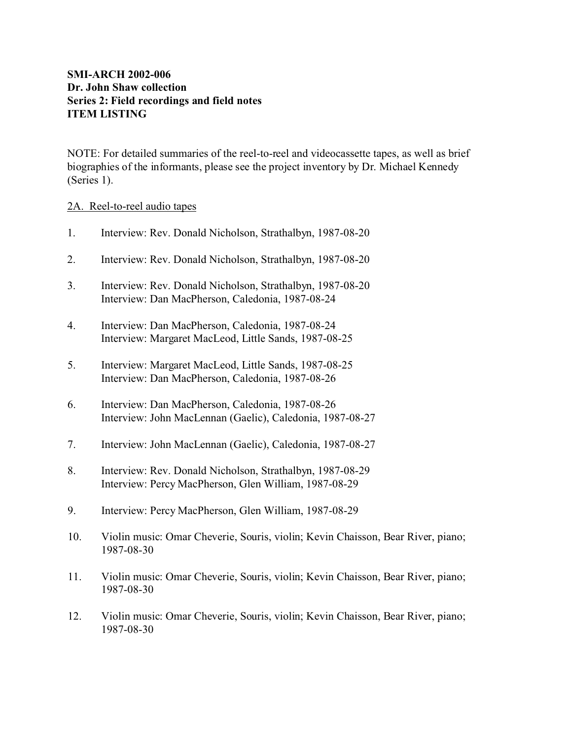**SMI-ARCH 2002-006**
**Dr. John Shaw collection**
**Series 2: Field recordings and field notes**
**ITEM LISTING**

NOTE: For detailed summaries of the reel-to-reel and videocassette tapes, as well as brief biographies of the informants, please see the project inventory by Dr. Michael Kennedy (Series 1).

<u>2A. Reel-to-reel audio tapes</u>

1. Interview: Rev. Donald Nicholson, Strathalbyn, 1987-08-20

2. Interview: Rev. Donald Nicholson, Strathalbyn, 1987-08-20

3. Interview: Rev. Donald Nicholson, Strathalbyn, 1987-08-20
   Interview: Dan MacPherson, Caledonia, 1987-08-24

4. Interview: Dan MacPherson, Caledonia, 1987-08-24
   Interview: Margaret MacLeod, Little Sands, 1987-08-25

5. Interview: Margaret MacLeod, Little Sands, 1987-08-25
   Interview: Dan MacPherson, Caledonia, 1987-08-26

6. Interview: Dan MacPherson, Caledonia, 1987-08-26
   Interview: John MacLennan (Gaelic), Caledonia, 1987-08-27

7. Interview: John MacLennan (Gaelic), Caledonia, 1987-08-27

8. Interview: Rev. Donald Nicholson, Strathalbyn, 1987-08-29
   Interview: Percy MacPherson, Glen William, 1987-08-29

9. Interview: Percy MacPherson, Glen William, 1987-08-29

10. Violin music: Omar Cheverie, Souris, violin; Kevin Chaisson, Bear River, piano; 1987-08-30

11. Violin music: Omar Cheverie, Souris, violin; Kevin Chaisson, Bear River, piano; 1987-08-30

12. Violin music: Omar Cheverie, Souris, violin; Kevin Chaisson, Bear River, piano; 1987-08-30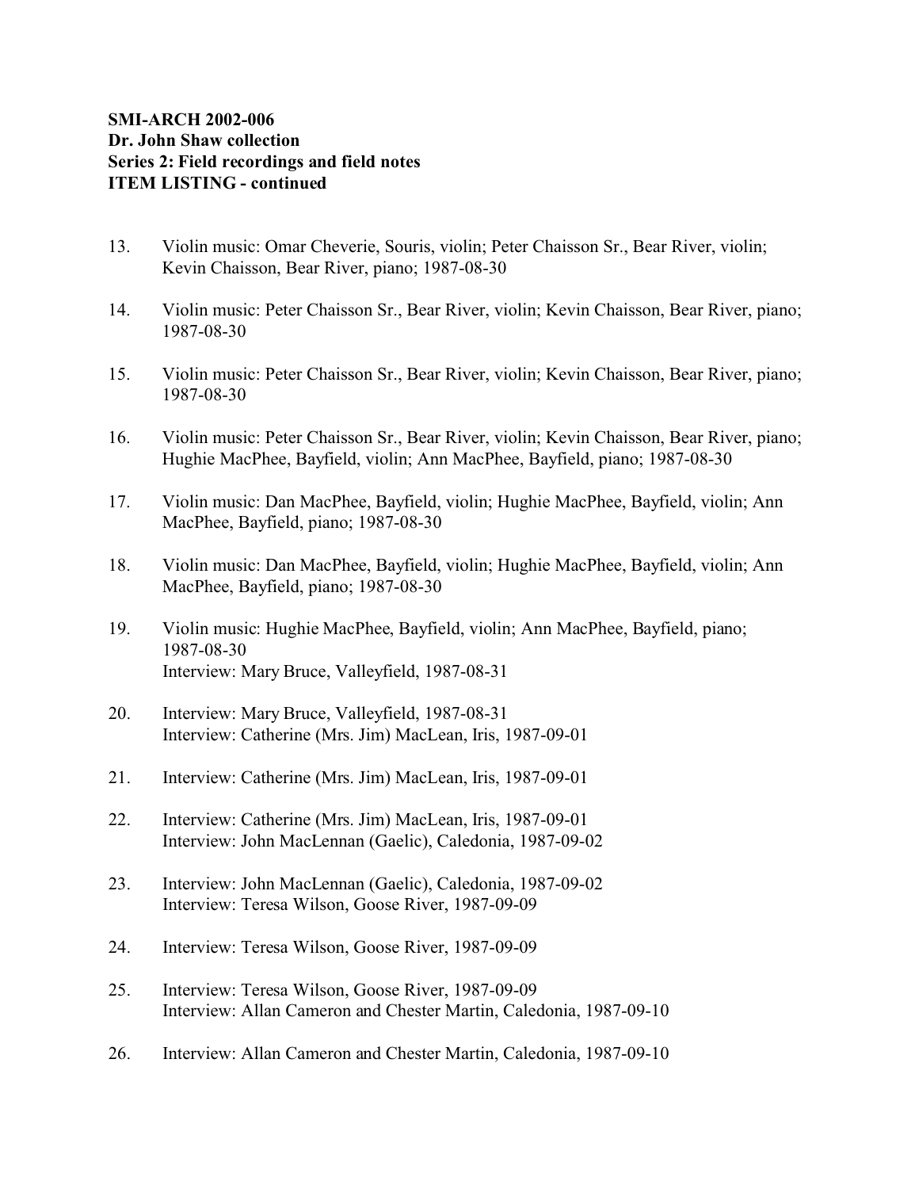**SMI-ARCH 2002-006**
**Dr. John Shaw collection**
**Series 2: Field recordings and field notes**
**ITEM LISTING - continued**

13. Violin music: Omar Cheverie, Souris, violin; Peter Chaisson Sr., Bear River, violin; Kevin Chaisson, Bear River, piano; 1987-08-30

14. Violin music: Peter Chaisson Sr., Bear River, violin; Kevin Chaisson, Bear River, piano; 1987-08-30

15. Violin music: Peter Chaisson Sr., Bear River, violin; Kevin Chaisson, Bear River, piano; 1987-08-30

16. Violin music: Peter Chaisson Sr., Bear River, violin; Kevin Chaisson, Bear River, piano; Hughie MacPhee, Bayfield, violin; Ann MacPhee, Bayfield, piano; 1987-08-30

17. Violin music: Dan MacPhee, Bayfield, violin; Hughie MacPhee, Bayfield, violin; Ann MacPhee, Bayfield, piano; 1987-08-30

18. Violin music: Dan MacPhee, Bayfield, violin; Hughie MacPhee, Bayfield, violin; Ann MacPhee, Bayfield, piano; 1987-08-30

19. Violin music: Hughie MacPhee, Bayfield, violin; Ann MacPhee, Bayfield, piano; 1987-08-30
    Interview: Mary Bruce, Valleyfield, 1987-08-31

20. Interview: Mary Bruce, Valleyfield, 1987-08-31
    Interview: Catherine (Mrs. Jim) MacLean, Iris, 1987-09-01

21. Interview: Catherine (Mrs. Jim) MacLean, Iris, 1987-09-01

22. Interview: Catherine (Mrs. Jim) MacLean, Iris, 1987-09-01
    Interview: John MacLennan (Gaelic), Caledonia, 1987-09-02

23. Interview: John MacLennan (Gaelic), Caledonia, 1987-09-02
    Interview: Teresa Wilson, Goose River, 1987-09-09

24. Interview: Teresa Wilson, Goose River, 1987-09-09

25. Interview: Teresa Wilson, Goose River, 1987-09-09
    Interview: Allan Cameron and Chester Martin, Caledonia, 1987-09-10

26. Interview: Allan Cameron and Chester Martin, Caledonia, 1987-09-10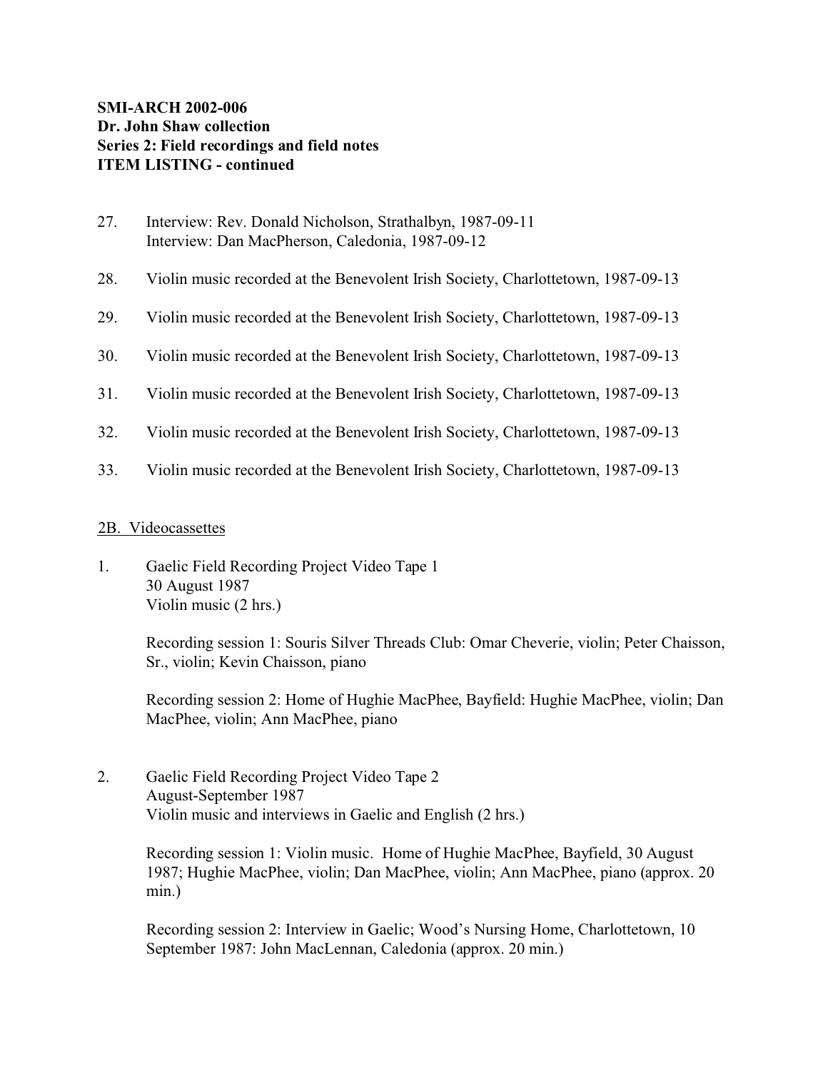**SMI-ARCH 2002-006**
**Dr. John Shaw collection**
**Series 2: Field recordings and field notes**
**ITEM LISTING - continued**

27. Interview: Rev. Donald Nicholson, Strathalbyn, 1987-09-11
    Interview: Dan MacPherson, Caledonia, 1987-09-12

28. Violin music recorded at the Benevolent Irish Society, Charlottetown, 1987-09-13

29. Violin music recorded at the Benevolent Irish Society, Charlottetown, 1987-09-13

30. Violin music recorded at the Benevolent Irish Society, Charlottetown, 1987-09-13

31. Violin music recorded at the Benevolent Irish Society, Charlottetown, 1987-09-13

32. Violin music recorded at the Benevolent Irish Society, Charlottetown, 1987-09-13

33. Violin music recorded at the Benevolent Irish Society, Charlottetown, 1987-09-13

2B. Videocassettes

1. Gaelic Field Recording Project Video Tape 1
   30 August 1987
   Violin music (2 hrs.)

   Recording session 1: Souris Silver Threads Club: Omar Cheverie, violin; Peter Chaisson, Sr., violin; Kevin Chaisson, piano

   Recording session 2: Home of Hughie MacPhee, Bayfield: Hughie MacPhee, violin; Dan MacPhee, violin; Ann MacPhee, piano

2. Gaelic Field Recording Project Video Tape 2
   August-September 1987
   Violin music and interviews in Gaelic and English (2 hrs.)

   Recording session 1: Violin music. Home of Hughie MacPhee, Bayfield, 30 August 1987; Hughie MacPhee, violin; Dan MacPhee, violin; Ann MacPhee, piano (approx. 20 min.)

   Recording session 2: Interview in Gaelic; Wood's Nursing Home, Charlottetown, 10 September 1987: John MacLennan, Caledonia (approx. 20 min.)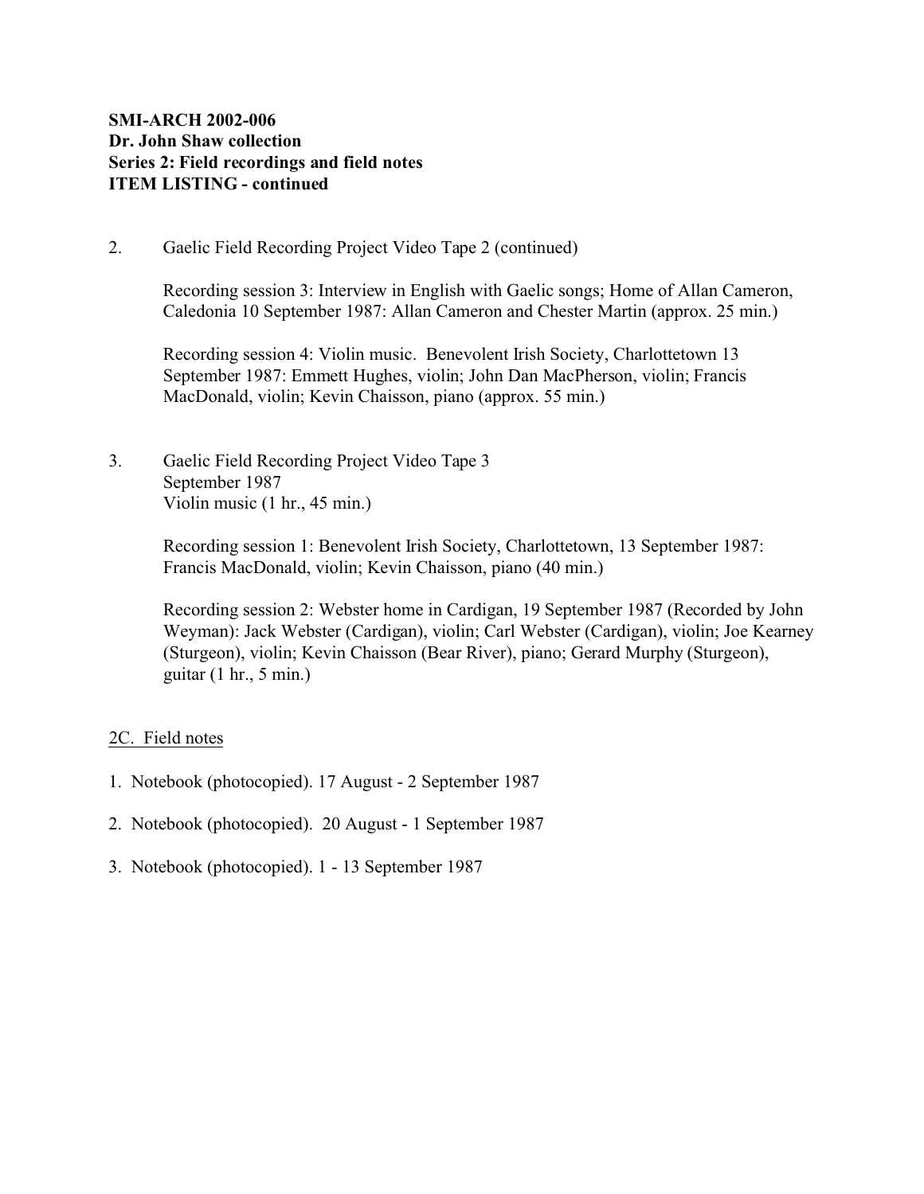**SMI-ARCH 2002-006**
**Dr. John Shaw collection**
**Series 2: Field recordings and field notes**
**ITEM LISTING - continued**

2. Gaelic Field Recording Project Video Tape 2 (continued)

   Recording session 3: Interview in English with Gaelic songs; Home of Allan Cameron, Caledonia 10 September 1987: Allan Cameron and Chester Martin (approx. 25 min.)

   Recording session 4: Violin music. Benevolent Irish Society, Charlottetown 13 September 1987: Emmett Hughes, violin; John Dan MacPherson, violin; Francis MacDonald, violin; Kevin Chaisson, piano (approx. 55 min.)

3. Gaelic Field Recording Project Video Tape 3
   September 1987
   Violin music (1 hr., 45 min.)

   Recording session 1: Benevolent Irish Society, Charlottetown, 13 September 1987: Francis MacDonald, violin; Kevin Chaisson, piano (40 min.)

   Recording session 2: Webster home in Cardigan, 19 September 1987 (Recorded by John Weyman): Jack Webster (Cardigan), violin; Carl Webster (Cardigan), violin; Joe Kearney (Sturgeon), violin; Kevin Chaisson (Bear River), piano; Gerard Murphy (Sturgeon), guitar (1 hr., 5 min.)

<u>2C. Field notes</u>

1. Notebook (photocopied). 17 August - 2 September 1987

2. Notebook (photocopied). 20 August - 1 September 1987

3. Notebook (photocopied). 1 - 13 September 1987